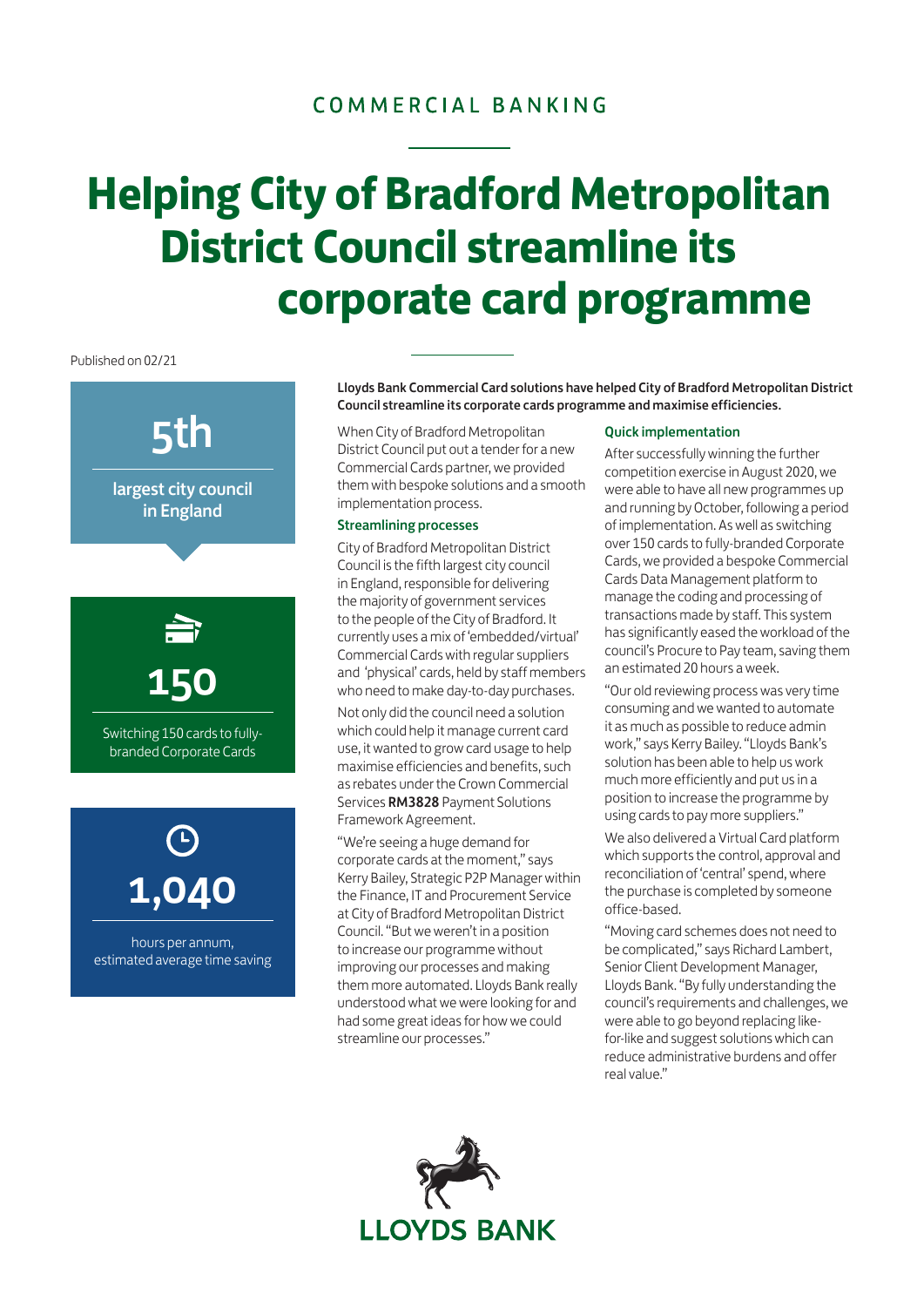COMMERCIAL BANKING

# Helping City of Bradford Metropolitan District Council streamline its corporate card programme

Published on 02/21

**5th**

largest city council in England

**150**

Switching 150 cards to fully-branded Corporate Cards

**1,040**

hours per annum, estimated average time saving

**Lloyds Bank Commercial Card solutions have helped City of Bradford Metropolitan District Council streamline its corporate cards programme and maximise efficiencies.**

When City of Bradford Metropolitan District Council put out a tender for a new Commercial Cards partner, we provided them with bespoke solutions and a smooth implementation process.

### Streamlining processes

City of Bradford Metropolitan District Council is the fifth largest city council in England, responsible for delivering the majority of government services to the people of the City of Bradford. It currently uses a mix of 'embedded/virtual' Commercial Cards with regular suppliers and 'physical' cards, held by staff members who need to make day-to-day purchases.

Not only did the council need a solution which could help it manage current card use, it wanted to grow card usage to help maximise efficiencies and benefits, such as rebates under the Crown Commercial Services **RM3828** Payment Solutions Framework Agreement.

"We're seeing a huge demand for corporate cards at the moment," says Kerry Bailey, Strategic P2P Manager within the Finance, IT and Procurement Service at City of Bradford Metropolitan District Council. "But we weren't in a position to increase our programme without improving our processes and making them more automated. Lloyds Bank really understood what we were looking for and had some great ideas for how we could streamline our processes."

### Quick implementation

After successfully winning the further competition exercise in August 2020, we were able to have all new programmes up and running by October, following a period of implementation. As well as switching over 150 cards to fully-branded Corporate Cards, we provided a bespoke Commercial Cards Data Management platform to manage the coding and processing of transactions made by staff. This system has significantly eased the workload of the council's Procure to Pay team, saving them an estimated 20 hours a week.

"Our old reviewing process was very time consuming and we wanted to automate it as much as possible to reduce admin work," says Kerry Bailey. "Lloyds Bank's solution has been able to help us work much more efficiently and put us in a position to increase the programme by using cards to pay more suppliers."

We also delivered a Virtual Card platform which supports the control, approval and reconciliation of 'central' spend, where the purchase is completed by someone office-based.

"Moving card schemes does not need to be complicated," says Richard Lambert, Senior Client Development Manager, Lloyds Bank. "By fully understanding the council's requirements and challenges, we were able to go beyond replacing like-for-like and suggest solutions which can reduce administrative burdens and offer real value."

LLOYDS BANK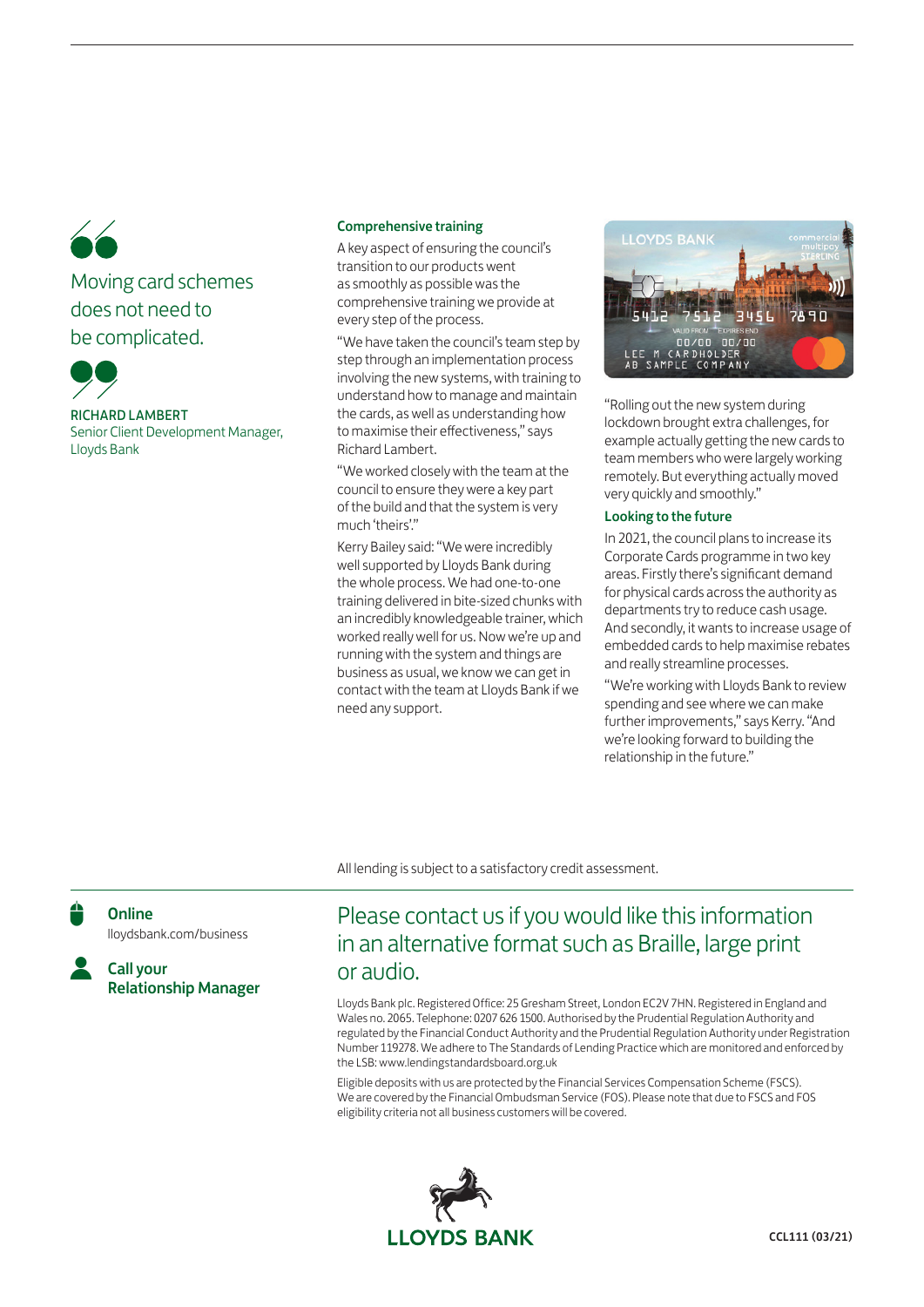Moving card schemes does not need to be complicated.

**RICHARD LAMBERT**
Senior Client Development Manager, Lloyds Bank

### Comprehensive training

A key aspect of ensuring the council's transition to our products went as smoothly as possible was the comprehensive training we provide at every step of the process.

"We have taken the council's team step by step through an implementation process involving the new systems, with training to understand how to manage and maintain the cards, as well as understanding how to maximise their effectiveness," says Richard Lambert.

"We worked closely with the team at the council to ensure they were a key part of the build and that the system is very much 'theirs'."

Kerry Bailey said: "We were incredibly well supported by Lloyds Bank during the whole process. We had one-to-one training delivered in bite-sized chunks with an incredibly knowledgeable trainer, which worked really well for us. Now we're up and running with the system and things are business as usual, we know we can get in contact with the team at Lloyds Bank if we need any support.

"Rolling out the new system during lockdown brought extra challenges, for example actually getting the new cards to team members who were largely working remotely. But everything actually moved very quickly and smoothly."

### Looking to the future

In 2021, the council plans to increase its Corporate Cards programme in two key areas. Firstly there's significant demand for physical cards across the authority as departments try to reduce cash usage. And secondly, it wants to increase usage of embedded cards to help maximise rebates and really streamline processes.

"We're working with Lloyds Bank to review spending and see where we can make further improvements," says Kerry. "And we're looking forward to building the relationship in the future."

All lending is subject to a satisfactory credit assessment.

**Online**
lloydsbank.com/business

**Call your Relationship Manager**

## Please contact us if you would like this information in an alternative format such as Braille, large print or audio.

Lloyds Bank plc. Registered Office: 25 Gresham Street, London EC2V 7HN. Registered in England and Wales no. 2065. Telephone: 0207 626 1500. Authorised by the Prudential Regulation Authority and regulated by the Financial Conduct Authority and the Prudential Regulation Authority under Registration Number 119278. We adhere to The Standards of Lending Practice which are monitored and enforced by the LSB: www.lendingstandardsboard.org.uk

Eligible deposits with us are protected by the Financial Services Compensation Scheme (FSCS). We are covered by the Financial Ombudsman Service (FOS). Please note that due to FSCS and FOS eligibility criteria not all business customers will be covered.

LLOYDS BANK

CCL111 (03/21)